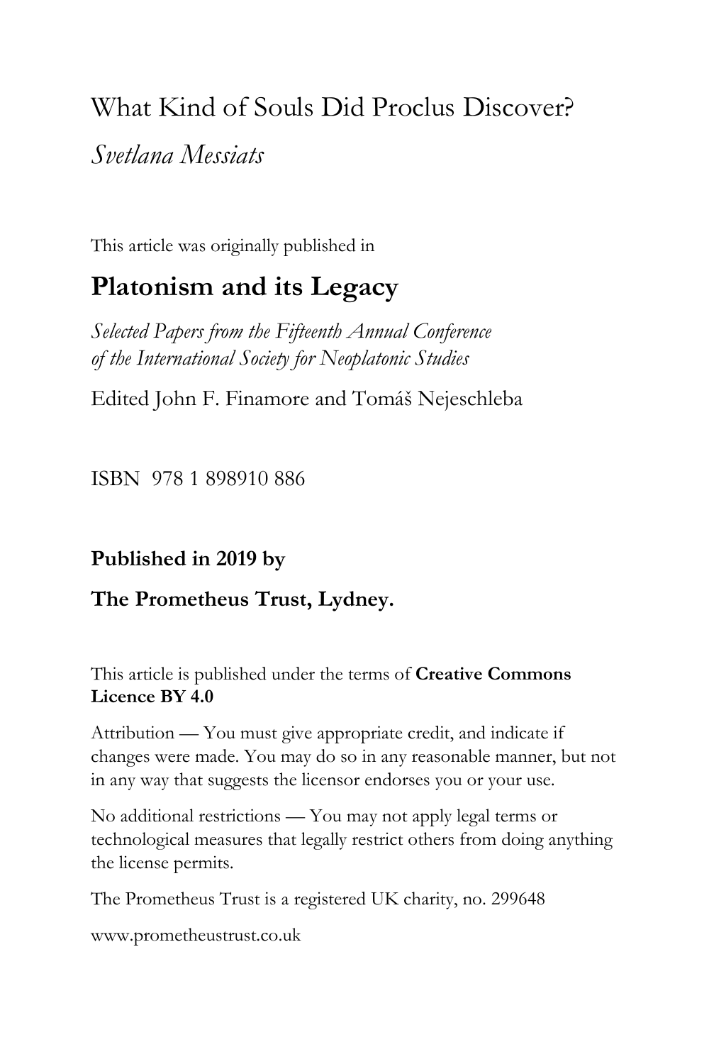# What Kind of Souls Did Proclus Discover?

*Svetlana Messiats*

This article was originally published in

## Platonism and its Legacy

*Selected Papers from the Fifteenth Annual Conference of the International Society for Neoplatonic Studies*

Edited John F. Finamore and Tomáš Nejeschleba

ISBN 978 1 898910 886

**Published in 2019 by**

**The Prometheus Trust, Lydney.**

This article is published under the terms of **Creative Commons Licence BY 4.0**

Attribution — You must give appropriate credit, and indicate if changes were made. You may do so in any reasonable manner, but not in any way that suggests the licensor endorses you or your use.

No additional restrictions — You may not apply legal terms or technological measures that legally restrict others from doing anything the license permits.

The Prometheus Trust is a registered UK charity, no. 299648

www.prometheustrust.co.uk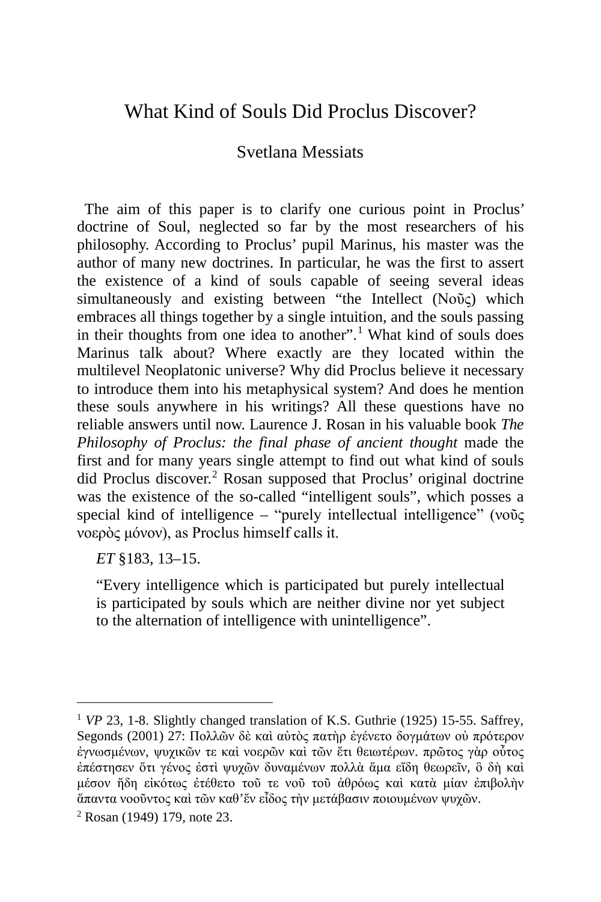# What Kind of Souls Did Proclus Discover?

## Svetlana Messiats

The aim of this paper is to clarify one curious point in Proclus' doctrine of Soul, neglected so far by the most researchers of his philosophy. According to Proclus' pupil Marinus, his master was the author of many new doctrines. In particular, he was the first to assert the existence of a kind of souls capable of seeing several ideas simultaneously and existing between "the Intellect (Νοῦς) which embraces all things together by a single intuition, and the souls passing in their thoughts from one idea to another".[1] What kind of souls does Marinus talk about? Where exactly are they located within the multilevel Neoplatonic universe? Why did Proclus believe it necessary to introduce them into his metaphysical system? And does he mention these souls anywhere in his writings? All these questions have no reliable answers until now. Laurence J. Rosan in his valuable book *The Philosophy of Proclus: the final phase of ancient thought* made the first and for many years single attempt to find out what kind of souls did Proclus discover.[2] Rosan supposed that Proclus' original doctrine was the existence of the so-called "intelligent souls", which posses a special kind of intelligence – "purely intellectual intelligence" (νοῦς νοερὸς μόνον), as Proclus himself calls it.

*ET* §183, 13–15.

> "Every intelligence which is participated but purely intellectual is participated by souls which are neither divine nor yet subject to the alternation of intelligence with unintelligence".

---

[1] *VP* 23, 1-8. Slightly changed translation of K.S. Guthrie (1925) 15-55. Saffrey, Segonds (2001) 27: Πολλῶν δὲ καὶ αὐτὸς πατὴρ ἐγένετο δογμάτων οὐ πρότερον ἐγνωσμένων, ψυχικῶν τε καὶ νοερῶν καὶ τῶν ἔτι θειωτέρων. πρῶτος γὰρ οὗτος ἐπέστησεν ὅτι γένος ἐστὶ ψυχῶν δυναμένων πολλὰ ἅμα εἴδη θεωρεῖν, ὃ δὴ καὶ μέσον ἤδη εἰκότως ἐτέθετο τοῦ τε νοῦ τοῦ ἀθρόως καὶ κατὰ μίαν ἐπιβολὴν ἅπαντα νοοῦντος καὶ τῶν καθ'ἕν εἶδος τὴν μετάβασιν ποιουμένων ψυχῶν.

[2] Rosan (1949) 179, note 23.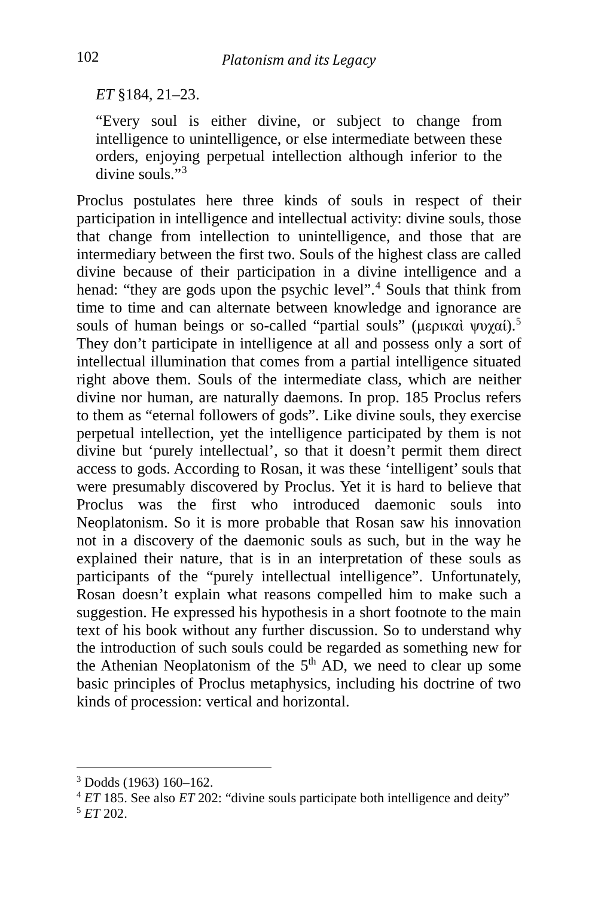*ET* §184, 21–23.

> "Every soul is either divine, or subject to change from intelligence to unintelligence, or else intermediate between these orders, enjoying perpetual intellection although inferior to the divine souls."[3]

Proclus postulates here three kinds of souls in respect of their participation in intelligence and intellectual activity: divine souls, those that change from intellection to unintelligence, and those that are intermediary between the first two. Souls of the highest class are called divine because of their participation in a divine intelligence and a henad: "they are gods upon the psychic level".[4] Souls that think from time to time and can alternate between knowledge and ignorance are souls of human beings or so-called "partial souls" (μερικαὶ ψυχαί).[5] They don't participate in intelligence at all and possess only a sort of intellectual illumination that comes from a partial intelligence situated right above them. Souls of the intermediate class, which are neither divine nor human, are naturally daemons. In prop. 185 Proclus refers to them as "eternal followers of gods". Like divine souls, they exercise perpetual intellection, yet the intelligence participated by them is not divine but 'purely intellectual', so that it doesn't permit them direct access to gods. According to Rosan, it was these 'intelligent' souls that were presumably discovered by Proclus. Yet it is hard to believe that Proclus was the first who introduced daemonic souls into Neoplatonism. So it is more probable that Rosan saw his innovation not in a discovery of the daemonic souls as such, but in the way he explained their nature, that is in an interpretation of these souls as participants of the "purely intellectual intelligence". Unfortunately, Rosan doesn't explain what reasons compelled him to make such a suggestion. He expressed his hypothesis in a short footnote to the main text of his book without any further discussion. So to understand why the introduction of such souls could be regarded as something new for the Athenian Neoplatonism of the 5th AD, we need to clear up some basic principles of Proclus metaphysics, including his doctrine of two kinds of procession: vertical and horizontal.

---

[3] Dodds (1963) 160–162.

[4] *ET* 185. See also *ET* 202: "divine souls participate both intelligence and deity"

[5] *ET* 202.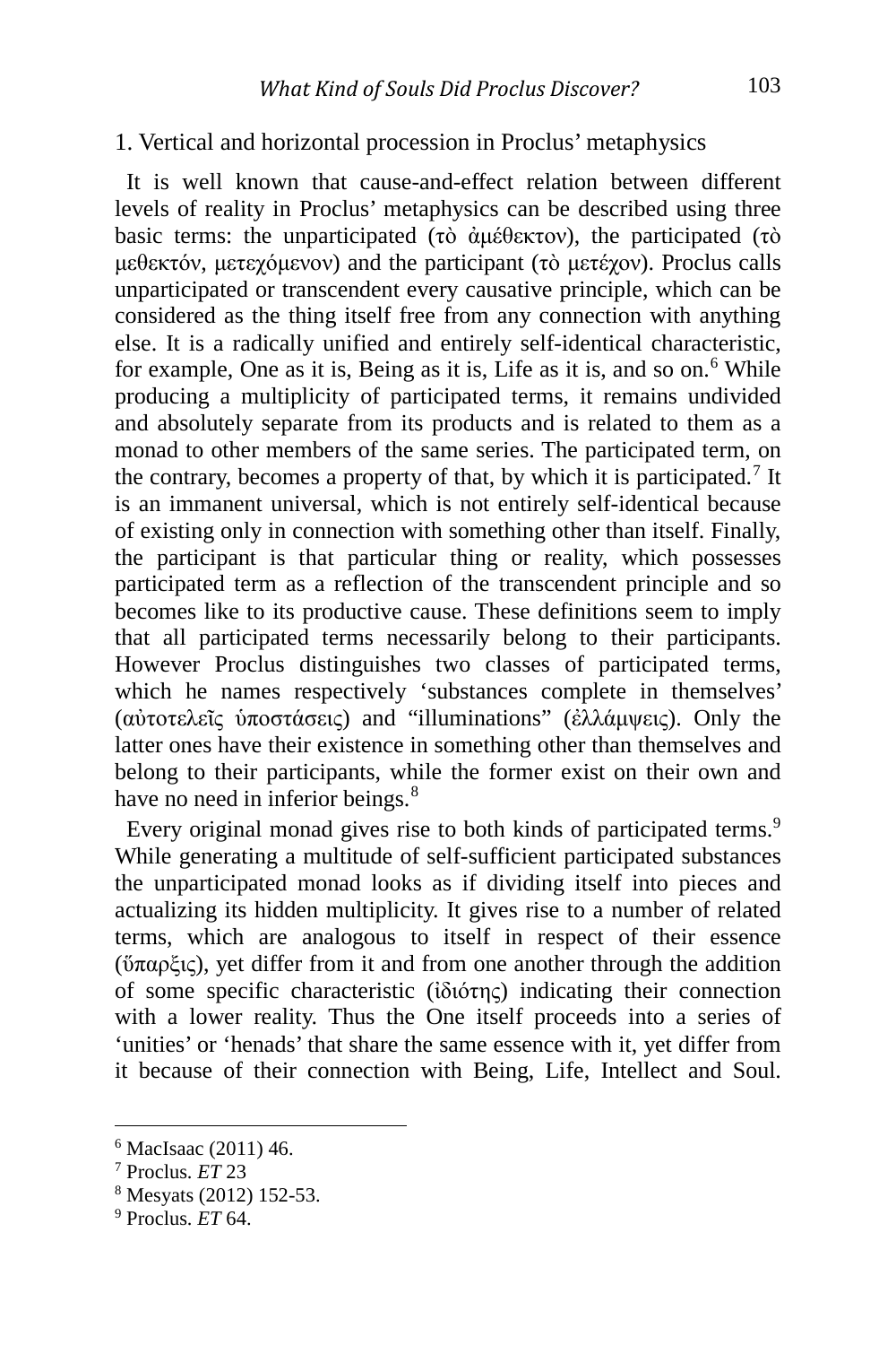## 1. Vertical and horizontal procession in Proclus' metaphysics

It is well known that cause-and-effect relation between different levels of reality in Proclus' metaphysics can be described using three basic terms: the unparticipated (τὸ ἀμέθεκτον), the participated (τὸ μεθεκτόν, μετεχόμενον) and the participant (τὸ μετέχον). Proclus calls unparticipated or transcendent every causative principle, which can be considered as the thing itself free from any connection with anything else. It is a radically unified and entirely self-identical characteristic, for example, One as it is, Being as it is, Life as it is, and so on.[6] While producing a multiplicity of participated terms, it remains undivided and absolutely separate from its products and is related to them as a monad to other members of the same series. The participated term, on the contrary, becomes a property of that, by which it is participated.[7] It is an immanent universal, which is not entirely self-identical because of existing only in connection with something other than itself. Finally, the participant is that particular thing or reality, which possesses participated term as a reflection of the transcendent principle and so becomes like to its productive cause. These definitions seem to imply that all participated terms necessarily belong to their participants. However Proclus distinguishes two classes of participated terms, which he names respectively 'substances complete in themselves' (αὐτοτελεῖς ὑποστάσεις) and "illuminations" (ἐλλάμψεις). Only the latter ones have their existence in something other than themselves and belong to their participants, while the former exist on their own and have no need in inferior beings.[8]

Every original monad gives rise to both kinds of participated terms.[9] While generating a multitude of self-sufficient participated substances the unparticipated monad looks as if dividing itself into pieces and actualizing its hidden multiplicity. It gives rise to a number of related terms, which are analogous to itself in respect of their essence (ὕπαρξις), yet differ from it and from one another through the addition of some specific characteristic (ἰδιότης) indicating their connection with a lower reality. Thus the One itself proceeds into a series of 'unities' or 'henads' that share the same essence with it, yet differ from it because of their connection with Being, Life, Intellect and Soul.

---

[6] MacIsaac (2011) 46.

[7] Proclus. *ET* 23

[8] Mesyats (2012) 152-53.

[9] Proclus. *ET* 64.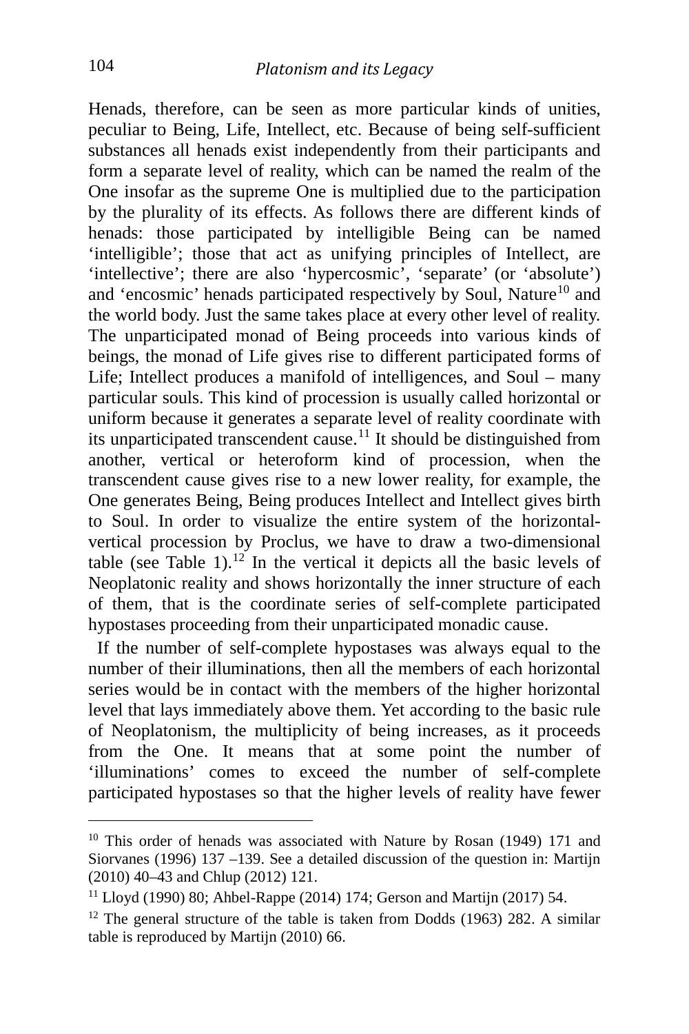Henads, therefore, can be seen as more particular kinds of unities, peculiar to Being, Life, Intellect, etc. Because of being self-sufficient substances all henads exist independently from their participants and form a separate level of reality, which can be named the realm of the One insofar as the supreme One is multiplied due to the participation by the plurality of its effects. As follows there are different kinds of henads: those participated by intelligible Being can be named 'intelligible'; those that act as unifying principles of Intellect, are 'intellective'; there are also 'hypercosmic', 'separate' (or 'absolute') and 'encosmic' henads participated respectively by Soul, Nature[10] and the world body. Just the same takes place at every other level of reality. The unparticipated monad of Being proceeds into various kinds of beings, the monad of Life gives rise to different participated forms of Life; Intellect produces a manifold of intelligences, and Soul – many particular souls. This kind of procession is usually called horizontal or uniform because it generates a separate level of reality coordinate with its unparticipated transcendent cause.[11] It should be distinguished from another, vertical or heteroform kind of procession, when the transcendent cause gives rise to a new lower reality, for example, the One generates Being, Being produces Intellect and Intellect gives birth to Soul. In order to visualize the entire system of the horizontal-vertical procession by Proclus, we have to draw a two-dimensional table (see Table 1).[12] In the vertical it depicts all the basic levels of Neoplatonic reality and shows horizontally the inner structure of each of them, that is the coordinate series of self-complete participated hypostases proceeding from their unparticipated monadic cause.

If the number of self-complete hypostases was always equal to the number of their illuminations, then all the members of each horizontal series would be in contact with the members of the higher horizontal level that lays immediately above them. Yet according to the basic rule of Neoplatonism, the multiplicity of being increases, as it proceeds from the One. It means that at some point the number of 'illuminations' comes to exceed the number of self-complete participated hypostases so that the higher levels of reality have fewer

---

[10] This order of henads was associated with Nature by Rosan (1949) 171 and Siorvanes (1996) 137 –139. See a detailed discussion of the question in: Martijn (2010) 40–43 and Chlup (2012) 121.

[11] Lloyd (1990) 80; Ahbel-Rappe (2014) 174; Gerson and Martijn (2017) 54.

[12] The general structure of the table is taken from Dodds (1963) 282. A similar table is reproduced by Martijn (2010) 66.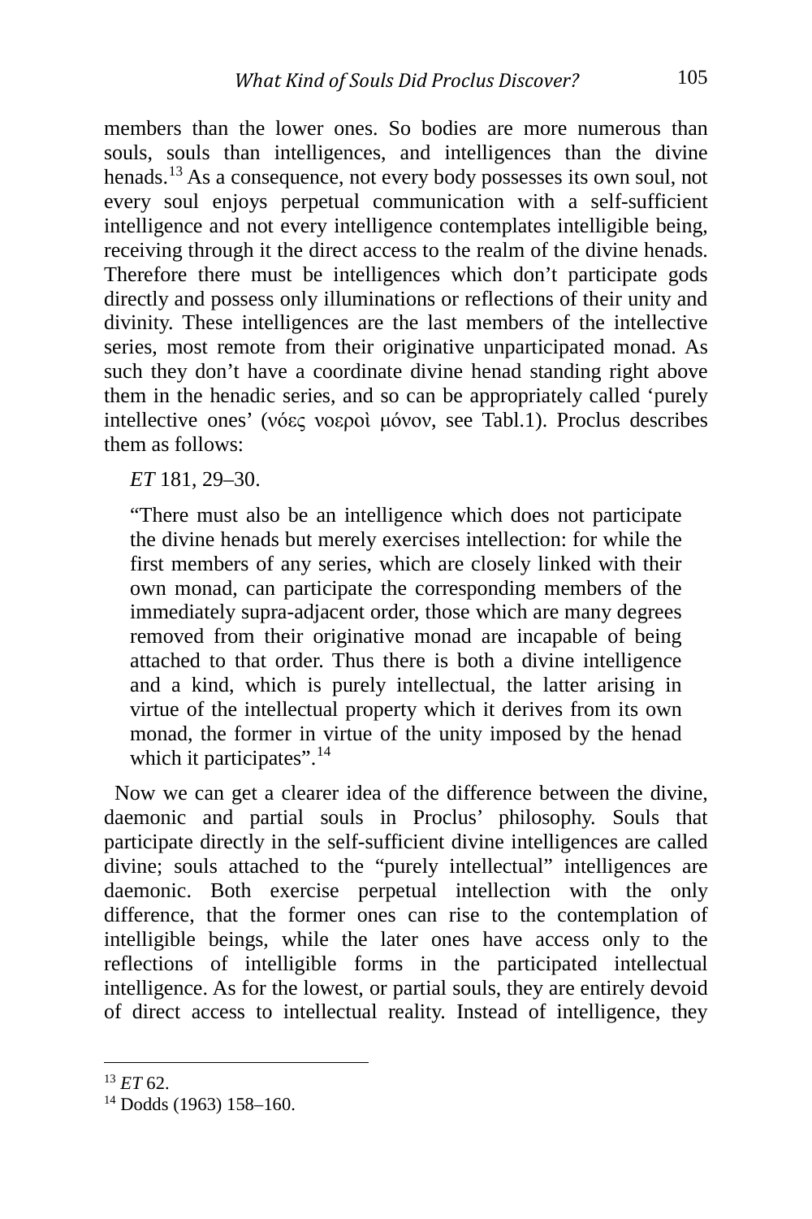members than the lower ones. So bodies are more numerous than souls, souls than intelligences, and intelligences than the divine henads.[13] As a consequence, not every body possesses its own soul, not every soul enjoys perpetual communication with a self-sufficient intelligence and not every intelligence contemplates intelligible being, receiving through it the direct access to the realm of the divine henads. Therefore there must be intelligences which don't participate gods directly and possess only illuminations or reflections of their unity and divinity. These intelligences are the last members of the intellective series, most remote from their originative unparticipated monad. As such they don't have a coordinate divine henad standing right above them in the henadic series, and so can be appropriately called 'purely intellective ones' (νόες νοεροὶ μόνον, see Tabl.1). Proclus describes them as follows:

> *ET* 181, 29–30.
>
> "There must also be an intelligence which does not participate the divine henads but merely exercises intellection: for while the first members of any series, which are closely linked with their own monad, can participate the corresponding members of the immediately supra-adjacent order, those which are many degrees removed from their originative monad are incapable of being attached to that order. Thus there is both a divine intelligence and a kind, which is purely intellectual, the latter arising in virtue of the intellectual property which it derives from its own monad, the former in virtue of the unity imposed by the henad which it participates".[14]

Now we can get a clearer idea of the difference between the divine, daemonic and partial souls in Proclus' philosophy. Souls that participate directly in the self-sufficient divine intelligences are called divine; souls attached to the "purely intellectual" intelligences are daemonic. Both exercise perpetual intellection with the only difference, that the former ones can rise to the contemplation of intelligible beings, while the later ones have access only to the reflections of intelligible forms in the participated intellectual intelligence. As for the lowest, or partial souls, they are entirely devoid of direct access to intellectual reality. Instead of intelligence, they

---

[13] *ET* 62.

[14] Dodds (1963) 158–160.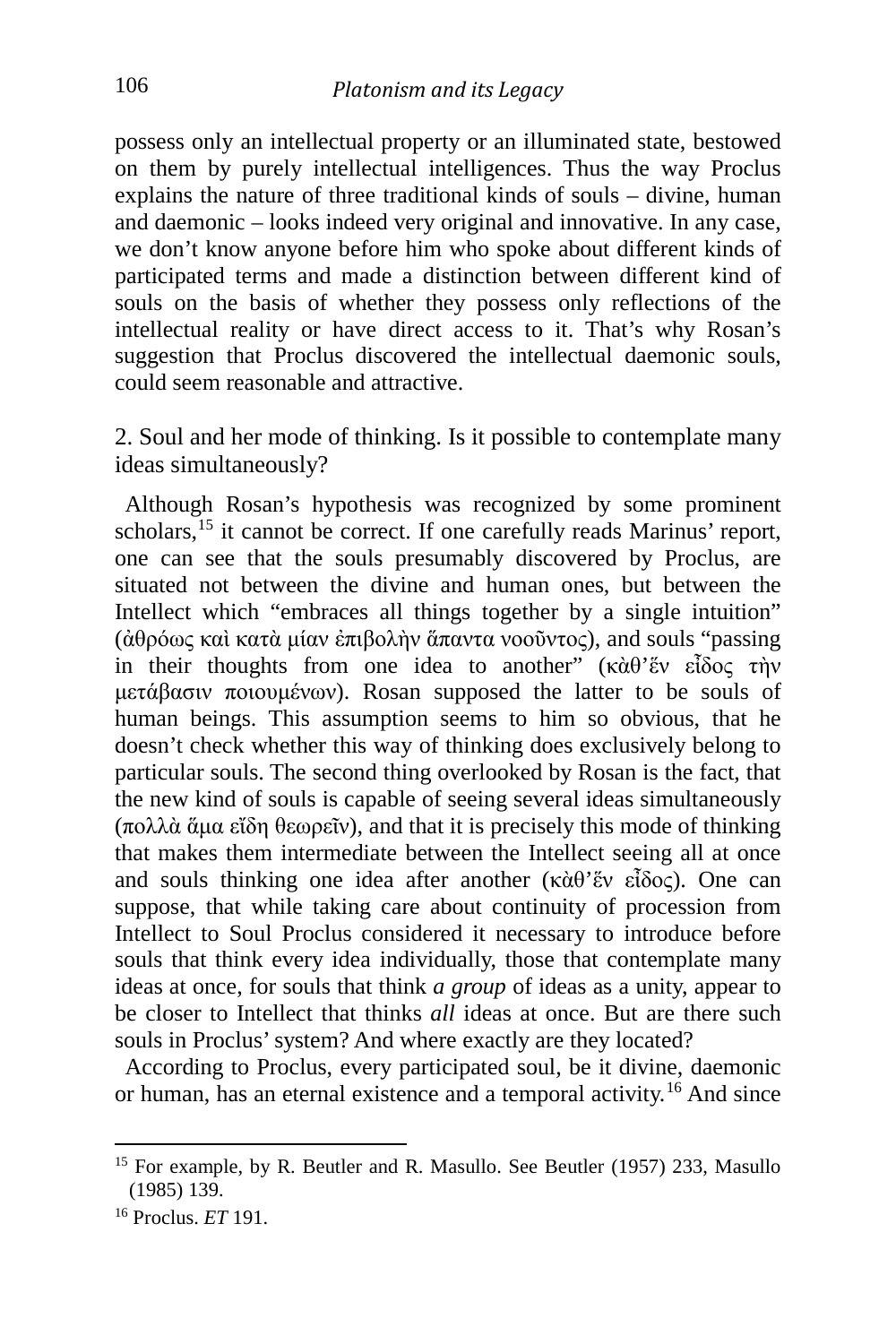possess only an intellectual property or an illuminated state, bestowed on them by purely intellectual intelligences. Thus the way Proclus explains the nature of three traditional kinds of souls – divine, human and daemonic – looks indeed very original and innovative. In any case, we don't know anyone before him who spoke about different kinds of participated terms and made a distinction between different kind of souls on the basis of whether they possess only reflections of the intellectual reality or have direct access to it. That's why Rosan's suggestion that Proclus discovered the intellectual daemonic souls, could seem reasonable and attractive.

2. Soul and her mode of thinking. Is it possible to contemplate many ideas simultaneously?

Although Rosan's hypothesis was recognized by some prominent scholars,[15] it cannot be correct. If one carefully reads Marinus' report, one can see that the souls presumably discovered by Proclus, are situated not between the divine and human ones, but between the Intellect which "embraces all things together by a single intuition" (ἀθρόως καὶ κατὰ μίαν ἐπιβολὴν ἅπαντα νοοῦντος), and souls "passing in their thoughts from one idea to another" (κὰθ'ἕν εἶδος τὴν μετάβασιν ποιουμένων). Rosan supposed the latter to be souls of human beings. This assumption seems to him so obvious, that he doesn't check whether this way of thinking does exclusively belong to particular souls. The second thing overlooked by Rosan is the fact, that the new kind of souls is capable of seeing several ideas simultaneously (πολλὰ ἅμα εἴδη θεωρεῖν), and that it is precisely this mode of thinking that makes them intermediate between the Intellect seeing all at once and souls thinking one idea after another (κὰθ'ἕν εἶδος). One can suppose, that while taking care about continuity of procession from Intellect to Soul Proclus considered it necessary to introduce before souls that think every idea individually, those that contemplate many ideas at once, for souls that think *a group* of ideas as a unity, appear to be closer to Intellect that thinks *all* ideas at once. But are there such souls in Proclus' system? And where exactly are they located?

According to Proclus, every participated soul, be it divine, daemonic or human, has an eternal existence and a temporal activity.[16] And since

---

[15] For example, by R. Beutler and R. Masullo. See Beutler (1957) 233, Masullo (1985) 139.

[16] Proclus. *ET* 191.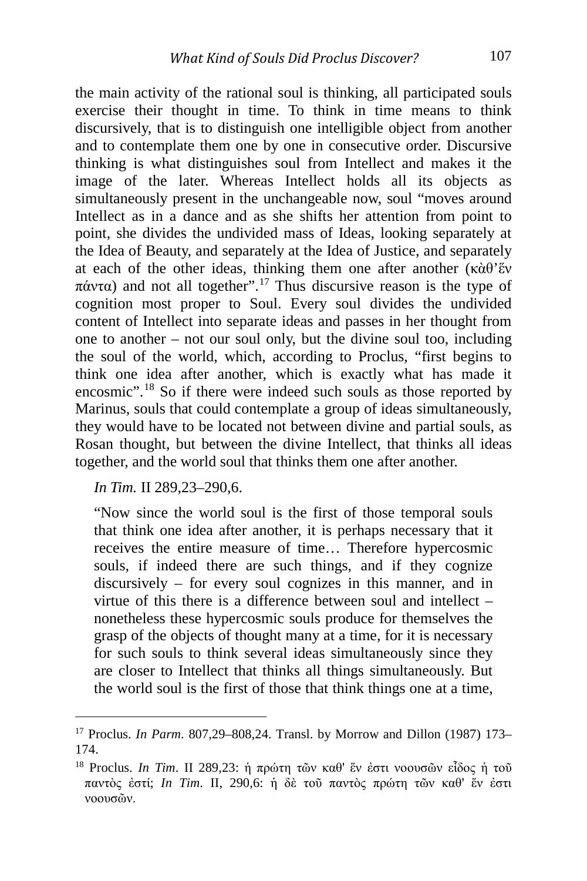the main activity of the rational soul is thinking, all participated souls exercise their thought in time. To think in time means to think discursively, that is to distinguish one intelligible object from another and to contemplate them one by one in consecutive order. Discursive thinking is what distinguishes soul from Intellect and makes it the image of the later. Whereas Intellect holds all its objects as simultaneously present in the unchangeable now, soul "moves around Intellect as in a dance and as she shifts her attention from point to point, she divides the undivided mass of Ideas, looking separately at the Idea of Beauty, and separately at the Idea of Justice, and separately at each of the other ideas, thinking them one after another (κὰθ'ἕν πάντα) and not all together".[17] Thus discursive reason is the type of cognition most proper to Soul. Every soul divides the undivided content of Intellect into separate ideas and passes in her thought from one to another – not our soul only, but the divine soul too, including the soul of the world, which, according to Proclus, "first begins to think one idea after another, which is exactly what has made it encosmic".[18] So if there were indeed such souls as those reported by Marinus, souls that could contemplate a group of ideas simultaneously, they would have to be located not between divine and partial souls, as Rosan thought, but between the divine Intellect, that thinks all ideas together, and the world soul that thinks them one after another.

*In Tim.* II 289,23–290,6.

> "Now since the world soul is the first of those temporal souls that think one idea after another, it is perhaps necessary that it receives the entire measure of time… Therefore hypercosmic souls, if indeed there are such things, and if they cognize discursively – for every soul cognizes in this manner, and in virtue of this there is a difference between soul and intellect – nonetheless these hypercosmic souls produce for themselves the grasp of the objects of thought many at a time, for it is necessary for such souls to think several ideas simultaneously since they are closer to Intellect that thinks all things simultaneously. But the world soul is the first of those that think things one at a time,

---

[17] Proclus. *In Parm.* 807,29–808,24. Transl. by Morrow and Dillon (1987) 173–174.

[18] Proclus. *In Tim*. II 289,23: ἡ πρώτη τῶν καθ' ἕν ἐστι νοουσῶν εἶδος ἡ τοῦ παντὸς ἐστί; *In Tim*. II, 290,6: ἡ δὲ τοῦ παντὸς πρώτη τῶν καθ' ἕν ἐστι νοουσῶν.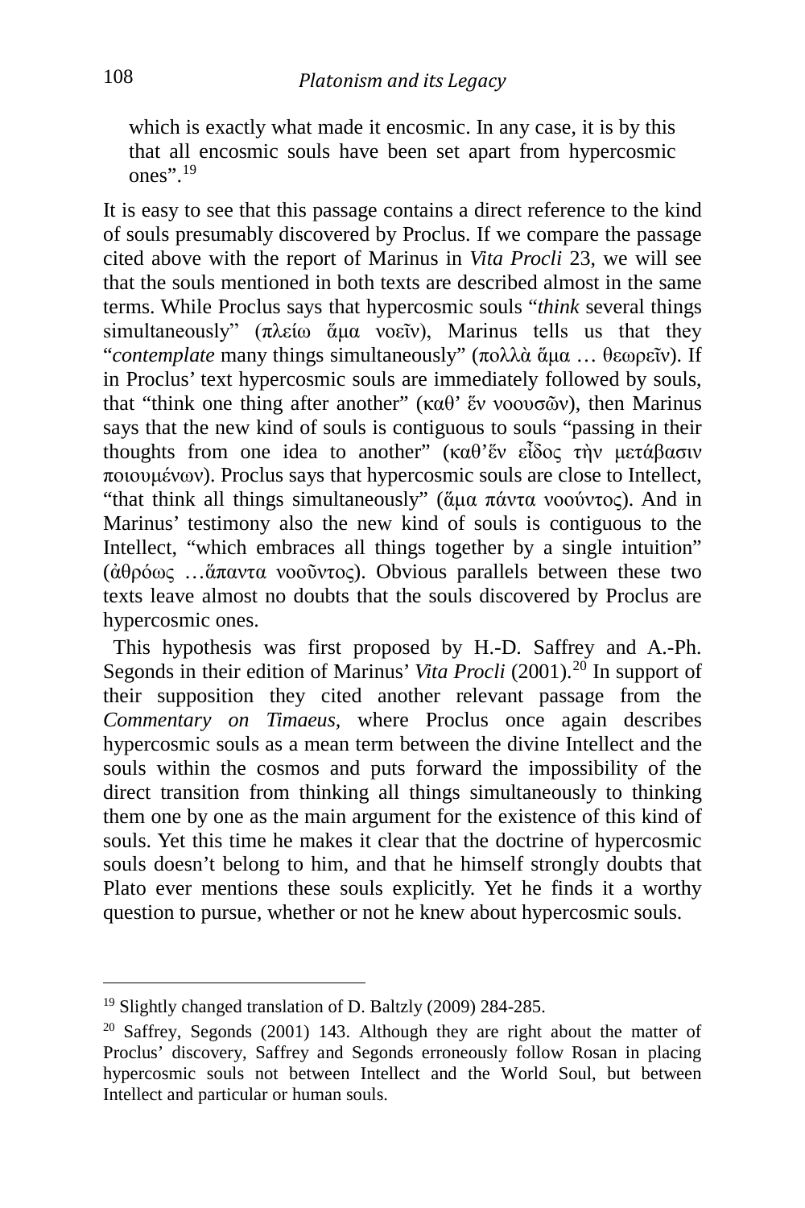> which is exactly what made it encosmic. In any case, it is by this that all encosmic souls have been set apart from hypercosmic ones".[19]

It is easy to see that this passage contains a direct reference to the kind of souls presumably discovered by Proclus. If we compare the passage cited above with the report of Marinus in *Vita Procli* 23, we will see that the souls mentioned in both texts are described almost in the same terms. While Proclus says that hypercosmic souls "*think* several things simultaneously" (πλείω ἅμα νοεῖν), Marinus tells us that they "*contemplate* many things simultaneously" (πολλὰ ἅμα … θεωρεῖν). If in Proclus' text hypercosmic souls are immediately followed by souls, that "think one thing after another" (καθ' ἕν νοουσῶν), then Marinus says that the new kind of souls is contiguous to souls "passing in their thoughts from one idea to another" (καθ'ἕν εἶδος τὴν μετάβασιν ποιουμένων). Proclus says that hypercosmic souls are close to Intellect, "that think all things simultaneously" (ἅμα πάντα νοούντος). And in Marinus' testimony also the new kind of souls is contiguous to the Intellect, "which embraces all things together by a single intuition" (ἀθρόως …ἅπαντα νοοῦντος). Obvious parallels between these two texts leave almost no doubts that the souls discovered by Proclus are hypercosmic ones.

This hypothesis was first proposed by H.-D. Saffrey and A.-Ph. Segonds in their edition of Marinus' *Vita Procli* (2001).[20] In support of their supposition they cited another relevant passage from the *Commentary on Timaeus,* where Proclus once again describes hypercosmic souls as a mean term between the divine Intellect and the souls within the cosmos and puts forward the impossibility of the direct transition from thinking all things simultaneously to thinking them one by one as the main argument for the existence of this kind of souls. Yet this time he makes it clear that the doctrine of hypercosmic souls doesn't belong to him, and that he himself strongly doubts that Plato ever mentions these souls explicitly. Yet he finds it a worthy question to pursue, whether or not he knew about hypercosmic souls.

---

[19] Slightly changed translation of D. Baltzly (2009) 284-285.

[20] Saffrey, Segonds (2001) 143. Although they are right about the matter of Proclus' discovery, Saffrey and Segonds erroneously follow Rosan in placing hypercosmic souls not between Intellect and the World Soul, but between Intellect and particular or human souls.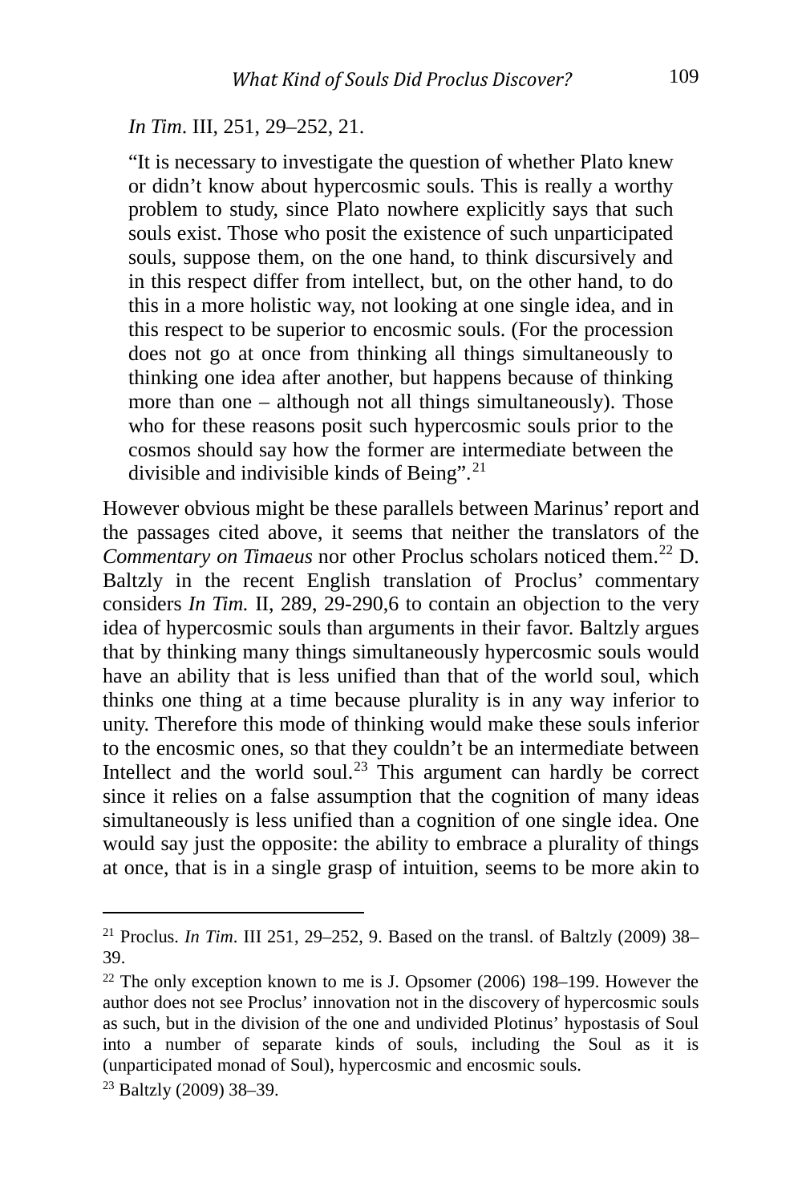*In Tim*. III, 251, 29–252, 21.

> "It is necessary to investigate the question of whether Plato knew or didn't know about hypercosmic souls. This is really a worthy problem to study, since Plato nowhere explicitly says that such souls exist. Those who posit the existence of such unparticipated souls, suppose them, on the one hand, to think discursively and in this respect differ from intellect, but, on the other hand, to do this in a more holistic way, not looking at one single idea, and in this respect to be superior to encosmic souls. (For the procession does not go at once from thinking all things simultaneously to thinking one idea after another, but happens because of thinking more than one – although not all things simultaneously). Those who for these reasons posit such hypercosmic souls prior to the cosmos should say how the former are intermediate between the divisible and indivisible kinds of Being".[21]

However obvious might be these parallels between Marinus' report and the passages cited above, it seems that neither the translators of the *Commentary on Timaeus* nor other Proclus scholars noticed them.[22] D. Baltzly in the recent English translation of Proclus' commentary considers *In Tim.* II, 289, 29-290,6 to contain an objection to the very idea of hypercosmic souls than arguments in their favor. Baltzly argues that by thinking many things simultaneously hypercosmic souls would have an ability that is less unified than that of the world soul, which thinks one thing at a time because plurality is in any way inferior to unity. Therefore this mode of thinking would make these souls inferior to the encosmic ones, so that they couldn't be an intermediate between Intellect and the world soul.[23] This argument can hardly be correct since it relies on a false assumption that the cognition of many ideas simultaneously is less unified than a cognition of one single idea. One would say just the opposite: the ability to embrace a plurality of things at once, that is in a single grasp of intuition, seems to be more akin to

---

[21] Proclus. *In Tim*. III 251, 29–252, 9. Based on the transl. of Baltzly (2009) 38–39.

[22] The only exception known to me is J. Opsomer (2006) 198–199. However the author does not see Proclus' innovation not in the discovery of hypercosmic souls as such, but in the division of the one and undivided Plotinus' hypostasis of Soul into a number of separate kinds of souls, including the Soul as it is (unparticipated monad of Soul), hypercosmic and encosmic souls.

[23] Baltzly (2009) 38–39.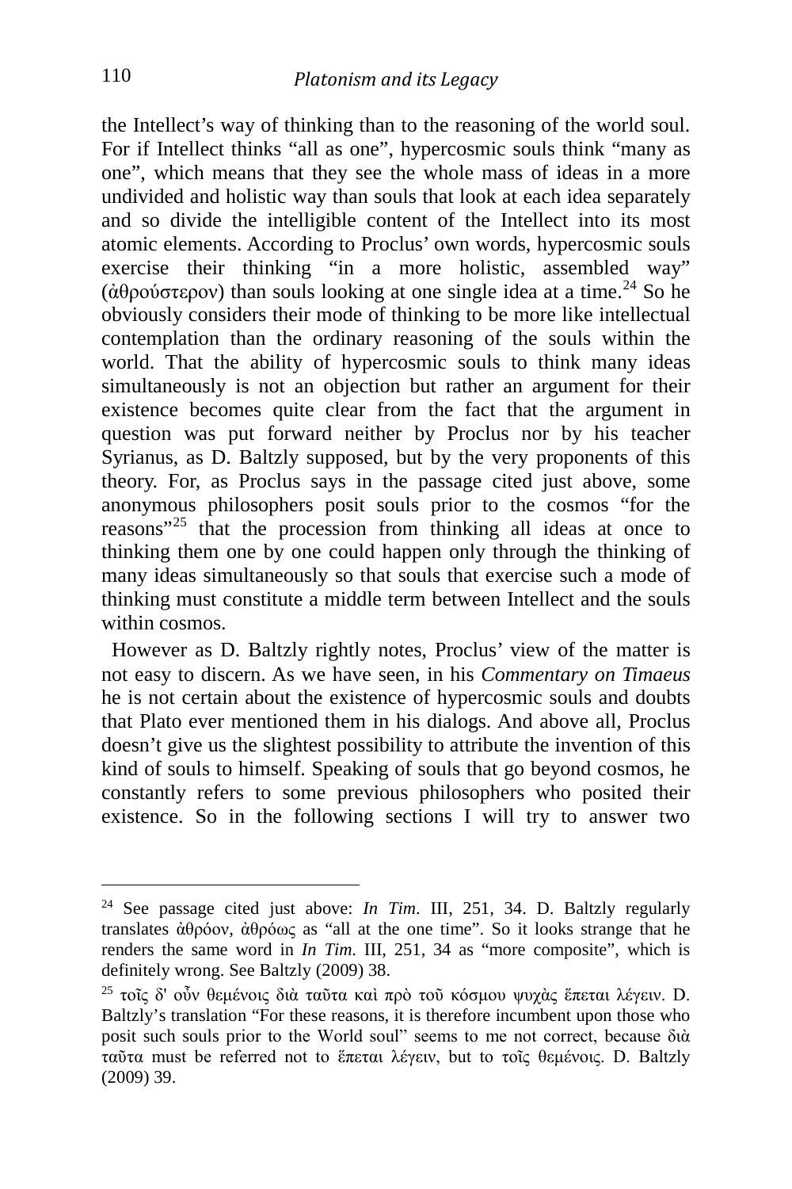the Intellect's way of thinking than to the reasoning of the world soul. For if Intellect thinks "all as one", hypercosmic souls think "many as one", which means that they see the whole mass of ideas in a more undivided and holistic way than souls that look at each idea separately and so divide the intelligible content of the Intellect into its most atomic elements. According to Proclus' own words, hypercosmic souls exercise their thinking "in a more holistic, assembled way" (ἀθρούστερον) than souls looking at one single idea at a time.[24] So he obviously considers their mode of thinking to be more like intellectual contemplation than the ordinary reasoning of the souls within the world. That the ability of hypercosmic souls to think many ideas simultaneously is not an objection but rather an argument for their existence becomes quite clear from the fact that the argument in question was put forward neither by Proclus nor by his teacher Syrianus, as D. Baltzly supposed, but by the very proponents of this theory. For, as Proclus says in the passage cited just above, some anonymous philosophers posit souls prior to the cosmos "for the reasons"[25] that the procession from thinking all ideas at once to thinking them one by one could happen only through the thinking of many ideas simultaneously so that souls that exercise such a mode of thinking must constitute a middle term between Intellect and the souls within cosmos.

However as D. Baltzly rightly notes, Proclus' view of the matter is not easy to discern. As we have seen, in his *Commentary on Timaeus* he is not certain about the existence of hypercosmic souls and doubts that Plato ever mentioned them in his dialogs. And above all, Proclus doesn't give us the slightest possibility to attribute the invention of this kind of souls to himself. Speaking of souls that go beyond cosmos, he constantly refers to some previous philosophers who posited their existence. So in the following sections I will try to answer two

---

[24] See passage cited just above: *In Tim*. III, 251, 34. D. Baltzly regularly translates ἀθρόον, ἀθρόως as "all at the one time". So it looks strange that he renders the same word in *In Tim*. III, 251, 34 as "more composite", which is definitely wrong. See Baltzly (2009) 38.

[25] τοῖς δ' οὖν θεμένοις διὰ ταῦτα καὶ πρὸ τοῦ κόσμου ψυχὰς ἕπεται λέγειν. D. Baltzly's translation "For these reasons, it is therefore incumbent upon those who posit such souls prior to the World soul" seems to me not correct, because διὰ ταῦτα must be referred not to ἕπεται λέγειν, but to τοῖς θεμένοις. D. Baltzly (2009) 39.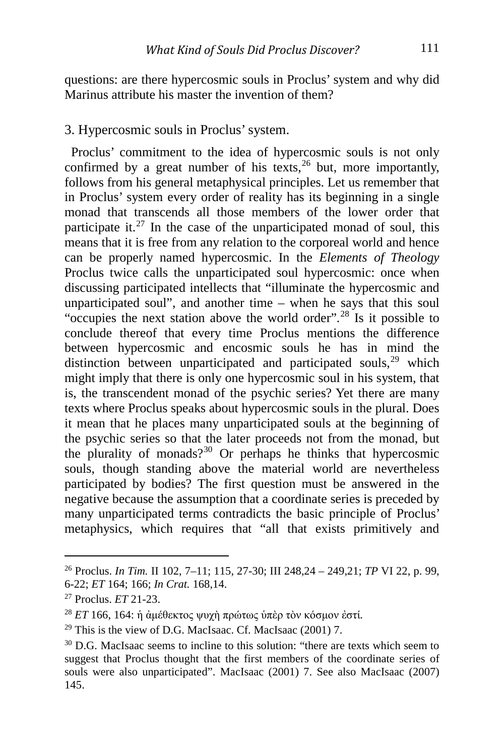questions: are there hypercosmic souls in Proclus' system and why did Marinus attribute his master the invention of them?

## 3. Hypercosmic souls in Proclus' system.

Proclus' commitment to the idea of hypercosmic souls is not only confirmed by a great number of his texts,[26] but, more importantly, follows from his general metaphysical principles. Let us remember that in Proclus' system every order of reality has its beginning in a single monad that transcends all those members of the lower order that participate it.[27] In the case of the unparticipated monad of soul, this means that it is free from any relation to the corporeal world and hence can be properly named hypercosmic. In the *Elements of Theology* Proclus twice calls the unparticipated soul hypercosmic: once when discussing participated intellects that "illuminate the hypercosmic and unparticipated soul", and another time – when he says that this soul "occupies the next station above the world order".[28] Is it possible to conclude thereof that every time Proclus mentions the difference between hypercosmic and encosmic souls he has in mind the distinction between unparticipated and participated souls,[29] which might imply that there is only one hypercosmic soul in his system, that is, the transcendent monad of the psychic series? Yet there are many texts where Proclus speaks about hypercosmic souls in the plural. Does it mean that he places many unparticipated souls at the beginning of the psychic series so that the later proceeds not from the monad, but the plurality of monads?[30] Or perhaps he thinks that hypercosmic souls, though standing above the material world are nevertheless participated by bodies? The first question must be answered in the negative because the assumption that a coordinate series is preceded by many unparticipated terms contradicts the basic principle of Proclus' metaphysics, which requires that "all that exists primitively and

---

[26] Proclus. *In Tim.* II 102, 7–11; 115, 27-30; III 248,24 – 249,21; *TP* VI 22, p. 99, 6-22; *ET* 164; 166; *In Crat.* 168,14.

[27] Proclus. *ET* 21-23.

[28] *ET* 166, 164: ἡ ἀμέθεκτος ψυχὴ πρώτως ὑπὲρ τὸν κόσμον ἐστί.

[29] This is the view of D.G. MacIsaac. Cf. MacIsaac (2001) 7.

[30] D.G. MacIsaac seems to incline to this solution: "there are texts which seem to suggest that Proclus thought that the first members of the coordinate series of souls were also unparticipated". MacIsaac (2001) 7. See also MacIsaac (2007) 145.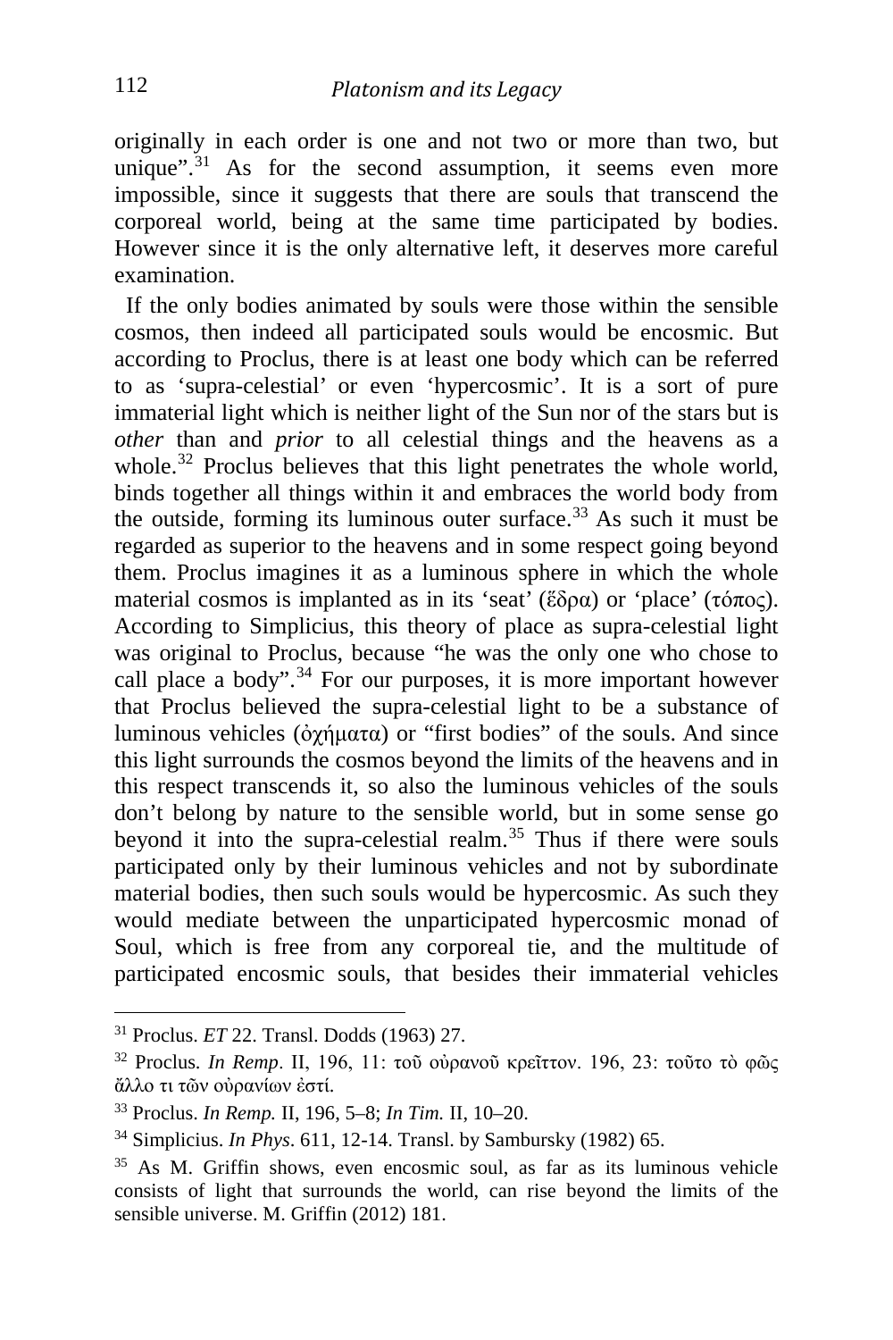originally in each order is one and not two or more than two, but unique".[31] As for the second assumption, it seems even more impossible, since it suggests that there are souls that transcend the corporeal world, being at the same time participated by bodies. However since it is the only alternative left, it deserves more careful examination.

If the only bodies animated by souls were those within the sensible cosmos, then indeed all participated souls would be encosmic. But according to Proclus, there is at least one body which can be referred to as 'supra-celestial' or even 'hypercosmic'. It is a sort of pure immaterial light which is neither light of the Sun nor of the stars but is *other* than and *prior* to all celestial things and the heavens as a whole.[32] Proclus believes that this light penetrates the whole world, binds together all things within it and embraces the world body from the outside, forming its luminous outer surface.[33] As such it must be regarded as superior to the heavens and in some respect going beyond them. Proclus imagines it as a luminous sphere in which the whole material cosmos is implanted as in its 'seat' (ἕδρα) or 'place' (τόπος). According to Simplicius, this theory of place as supra-celestial light was original to Proclus, because "he was the only one who chose to call place a body".[34] For our purposes, it is more important however that Proclus believed the supra-celestial light to be a substance of luminous vehicles (ὀχήματα) or "first bodies" of the souls. And since this light surrounds the cosmos beyond the limits of the heavens and in this respect transcends it, so also the luminous vehicles of the souls don't belong by nature to the sensible world, but in some sense go beyond it into the supra-celestial realm.[35] Thus if there were souls participated only by their luminous vehicles and not by subordinate material bodies, then such souls would be hypercosmic. As such they would mediate between the unparticipated hypercosmic monad of Soul, which is free from any corporeal tie, and the multitude of participated encosmic souls, that besides their immaterial vehicles

---

[31] Proclus. *ET* 22. Transl. Dodds (1963) 27.

[32] Proclus. *In Remp*. II, 196, 11: τοῦ οὐρανοῦ κρεῖττον. 196, 23: τοῦτο τὸ φῶς ἄλλο τι τῶν οὐρανίων ἐστί.

[33] Proclus. *In Remp.* II, 196, 5–8; *In Tim.* II, 10–20.

[34] Simplicius. *In Phys*. 611, 12-14. Transl. by Sambursky (1982) 65.

[35] As M. Griffin shows, even encosmic soul, as far as its luminous vehicle consists of light that surrounds the world, can rise beyond the limits of the sensible universe. M. Griffin (2012) 181.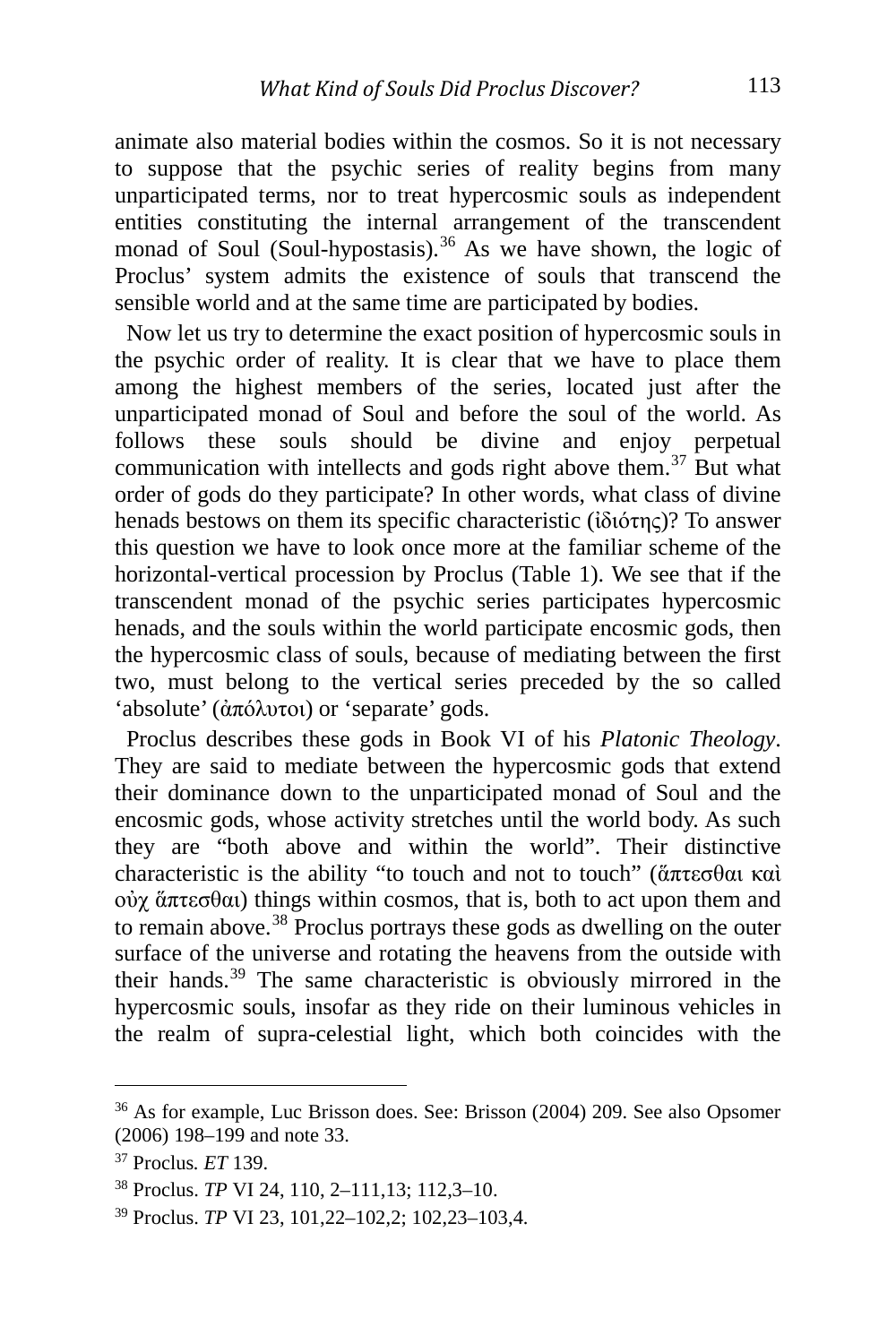animate also material bodies within the cosmos. So it is not necessary to suppose that the psychic series of reality begins from many unparticipated terms, nor to treat hypercosmic souls as independent entities constituting the internal arrangement of the transcendent monad of Soul (Soul-hypostasis).[36] As we have shown, the logic of Proclus' system admits the existence of souls that transcend the sensible world and at the same time are participated by bodies.

Now let us try to determine the exact position of hypercosmic souls in the psychic order of reality. It is clear that we have to place them among the highest members of the series, located just after the unparticipated monad of Soul and before the soul of the world. As follows these souls should be divine and enjoy perpetual communication with intellects and gods right above them.[37] But what order of gods do they participate? In other words, what class of divine henads bestows on them its specific characteristic (ἰδιότης)? To answer this question we have to look once more at the familiar scheme of the horizontal-vertical procession by Proclus (Table 1). We see that if the transcendent monad of the psychic series participates hypercosmic henads, and the souls within the world participate encosmic gods, then the hypercosmic class of souls, because of mediating between the first two, must belong to the vertical series preceded by the so called 'absolute' (ἀπόλυτοι) or 'separate' gods.

Proclus describes these gods in Book VI of his *Platonic Theology*. They are said to mediate between the hypercosmic gods that extend their dominance down to the unparticipated monad of Soul and the encosmic gods, whose activity stretches until the world body. As such they are "both above and within the world". Their distinctive characteristic is the ability "to touch and not to touch" (ἅπτεσθαι καὶ οὐχ ἅπτεσθαι) things within cosmos, that is, both to act upon them and to remain above.[38] Proclus portrays these gods as dwelling on the outer surface of the universe and rotating the heavens from the outside with their hands.[39] The same characteristic is obviously mirrored in the hypercosmic souls, insofar as they ride on their luminous vehicles in the realm of supra-celestial light, which both coincides with the

---

[36] As for example, Luc Brisson does. See: Brisson (2004) 209. See also Opsomer (2006) 198–199 and note 33.

[37] Proclus. *ET* 139.

[38] Proclus. *TP* VI 24, 110, 2–111,13; 112,3–10.

[39] Proclus. *TP* VI 23, 101,22–102,2; 102,23–103,4.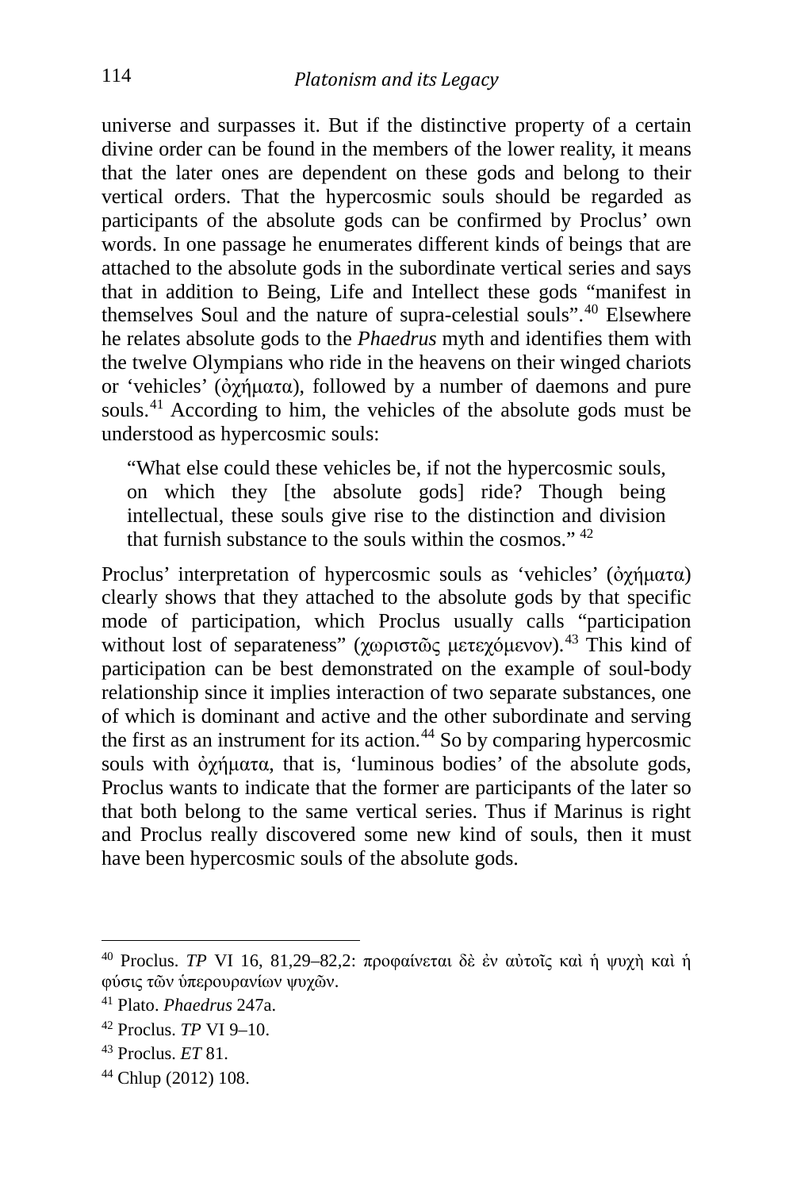universe and surpasses it. But if the distinctive property of a certain divine order can be found in the members of the lower reality, it means that the later ones are dependent on these gods and belong to their vertical orders. That the hypercosmic souls should be regarded as participants of the absolute gods can be confirmed by Proclus' own words. In one passage he enumerates different kinds of beings that are attached to the absolute gods in the subordinate vertical series and says that in addition to Being, Life and Intellect these gods "manifest in themselves Soul and the nature of supra-celestial souls".[40] Elsewhere he relates absolute gods to the *Phaedrus* myth and identifies them with the twelve Olympians who ride in the heavens on their winged chariots or 'vehicles' (ὀχήματα), followed by a number of daemons and pure souls.[41] According to him, the vehicles of the absolute gods must be understood as hypercosmic souls:

> "What else could these vehicles be, if not the hypercosmic souls, on which they [the absolute gods] ride? Though being intellectual, these souls give rise to the distinction and division that furnish substance to the souls within the cosmos." [42]

Proclus' interpretation of hypercosmic souls as 'vehicles' (ὀχήματα) clearly shows that they attached to the absolute gods by that specific mode of participation, which Proclus usually calls "participation without lost of separateness" (χωριστῶς μετεχόμενον).[43] This kind of participation can be best demonstrated on the example of soul-body relationship since it implies interaction of two separate substances, one of which is dominant and active and the other subordinate and serving the first as an instrument for its action.[44] So by comparing hypercosmic souls with ὀχήματα, that is, 'luminous bodies' of the absolute gods, Proclus wants to indicate that the former are participants of the later so that both belong to the same vertical series. Thus if Marinus is right and Proclus really discovered some new kind of souls, then it must have been hypercosmic souls of the absolute gods.

---

[40] Proclus. *TP* VI 16, 81,29–82,2: προφαίνεται δὲ ἐν αὐτοῖς καὶ ἡ ψυχὴ καὶ ἡ φύσις τῶν ὑπερουρανίων ψυχῶν.

[41] Plato. *Phaedrus* 247a.

[42] Proclus. *TP* VI 9–10.

[43] Proclus. *ET* 81.

[44] Chlup (2012) 108.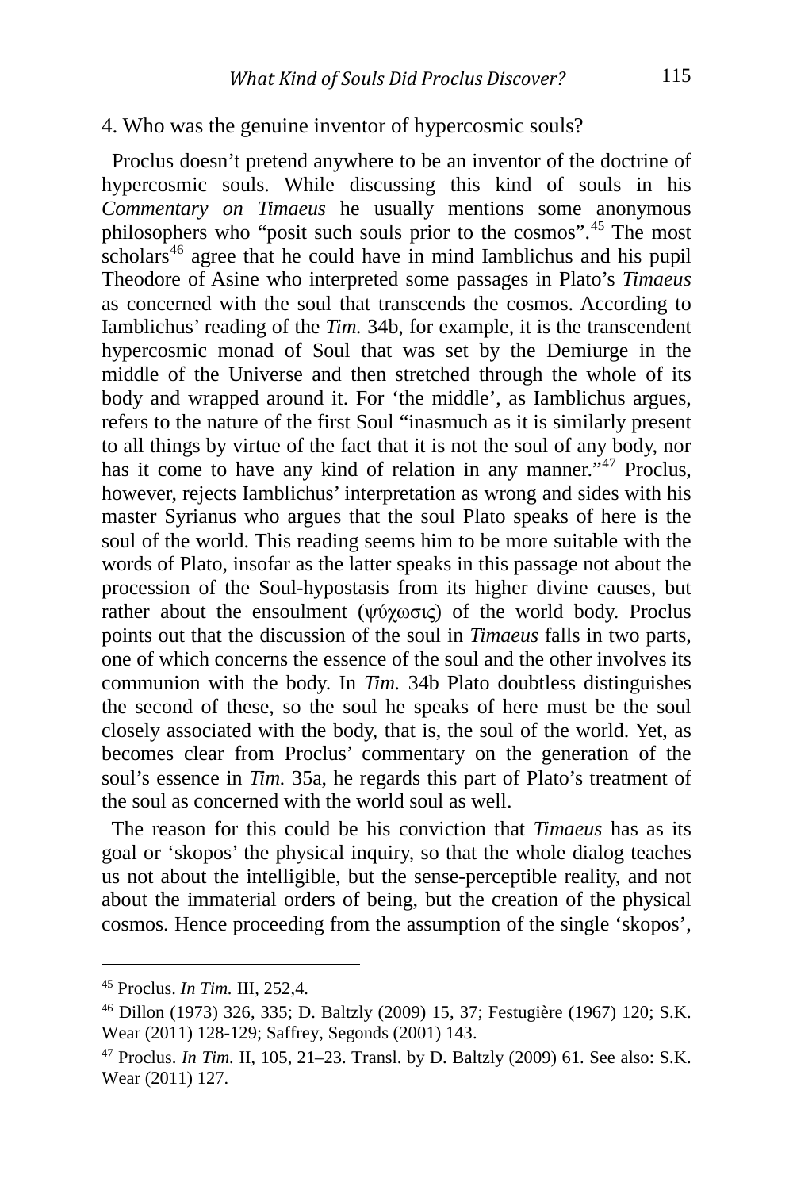## 4. Who was the genuine inventor of hypercosmic souls?

Proclus doesn't pretend anywhere to be an inventor of the doctrine of hypercosmic souls. While discussing this kind of souls in his *Commentary on Timaeus* he usually mentions some anonymous philosophers who "posit such souls prior to the cosmos".[45] The most scholars[46] agree that he could have in mind Iamblichus and his pupil Theodore of Asine who interpreted some passages in Plato's *Timaeus* as concerned with the soul that transcends the cosmos. According to Iamblichus' reading of the *Tim.* 34b, for example, it is the transcendent hypercosmic monad of Soul that was set by the Demiurge in the middle of the Universe and then stretched through the whole of its body and wrapped around it. For 'the middle', as Iamblichus argues, refers to the nature of the first Soul "inasmuch as it is similarly present to all things by virtue of the fact that it is not the soul of any body, nor has it come to have any kind of relation in any manner."[47] Proclus, however, rejects Iamblichus' interpretation as wrong and sides with his master Syrianus who argues that the soul Plato speaks of here is the soul of the world. This reading seems him to be more suitable with the words of Plato, insofar as the latter speaks in this passage not about the procession of the Soul-hypostasis from its higher divine causes, but rather about the ensoulment (ψύχωσις) of the world body. Proclus points out that the discussion of the soul in *Timaeus* falls in two parts, one of which concerns the essence of the soul and the other involves its communion with the body. In *Tim.* 34b Plato doubtless distinguishes the second of these, so the soul he speaks of here must be the soul closely associated with the body, that is, the soul of the world. Yet, as becomes clear from Proclus' commentary on the generation of the soul's essence in *Tim.* 35a, he regards this part of Plato's treatment of the soul as concerned with the world soul as well.

The reason for this could be his conviction that *Timaeus* has as its goal or 'skopos' the physical inquiry, so that the whole dialog teaches us not about the intelligible, but the sense-perceptible reality, and not about the immaterial orders of being, but the creation of the physical cosmos. Hence proceeding from the assumption of the single 'skopos',

---

[45] Proclus. *In Tim.* III, 252,4.

[46] Dillon (1973) 326, 335; D. Baltzly (2009) 15, 37; Festugière (1967) 120; S.K. Wear (2011) 128-129; Saffrey, Segonds (2001) 143.

[47] Proclus. *In Tim.* II, 105, 21–23. Transl. by D. Baltzly (2009) 61. See also: S.K. Wear (2011) 127.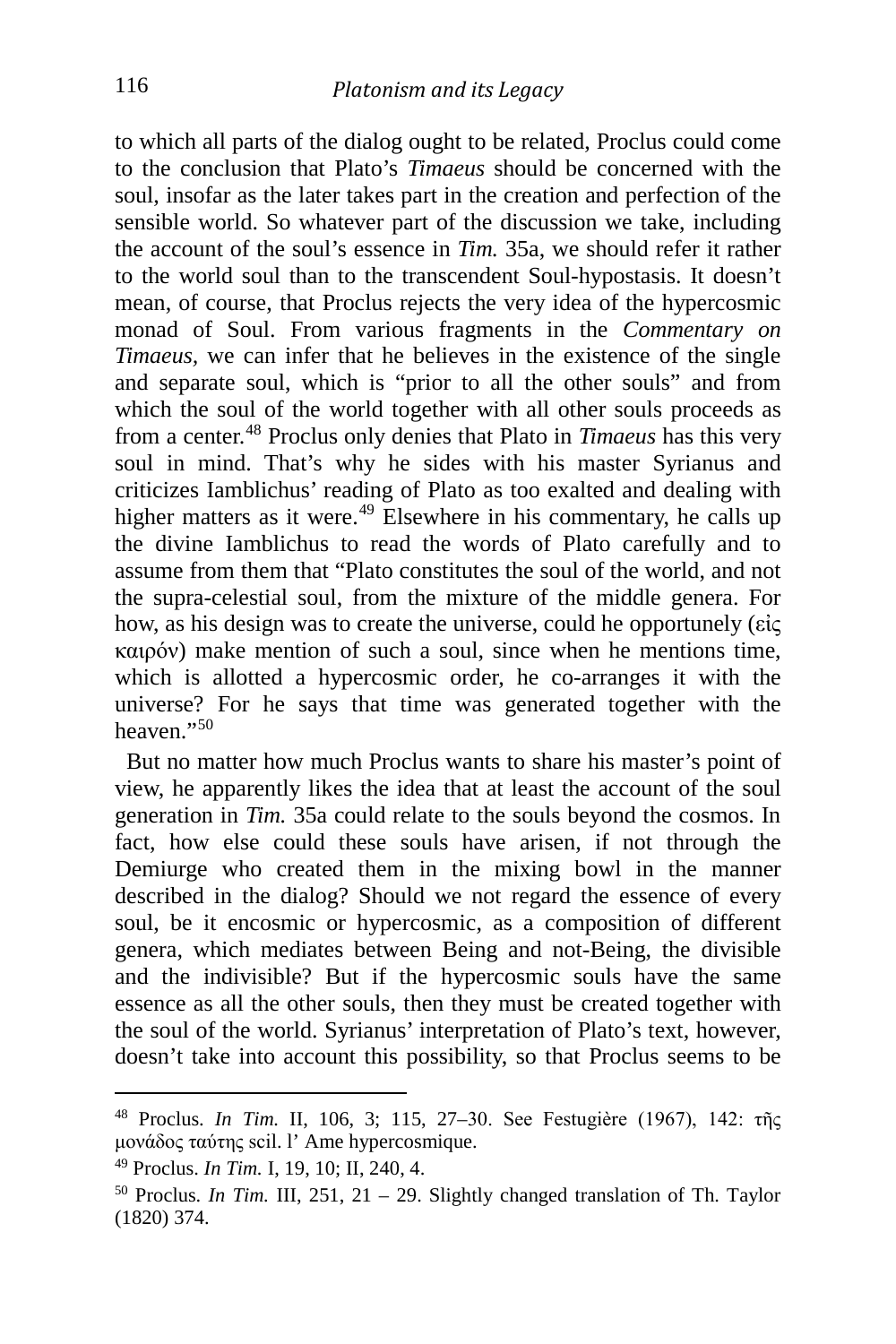to which all parts of the dialog ought to be related, Proclus could come to the conclusion that Plato's *Timaeus* should be concerned with the soul, insofar as the later takes part in the creation and perfection of the sensible world. So whatever part of the discussion we take, including the account of the soul's essence in *Tim.* 35a, we should refer it rather to the world soul than to the transcendent Soul-hypostasis. It doesn't mean, of course, that Proclus rejects the very idea of the hypercosmic monad of Soul. From various fragments in the *Commentary on Timaeus*, we can infer that he believes in the existence of the single and separate soul, which is "prior to all the other souls" and from which the soul of the world together with all other souls proceeds as from a center.[48] Proclus only denies that Plato in *Timaeus* has this very soul in mind. That's why he sides with his master Syrianus and criticizes Iamblichus' reading of Plato as too exalted and dealing with higher matters as it were.[49] Elsewhere in his commentary, he calls up the divine Iamblichus to read the words of Plato carefully and to assume from them that "Plato constitutes the soul of the world, and not the supra-celestial soul, from the mixture of the middle genera. For how, as his design was to create the universe, could he opportunely (εἰς καιρόν) make mention of such a soul, since when he mentions time, which is allotted a hypercosmic order, he co-arranges it with the universe? For he says that time was generated together with the heaven."[50]

But no matter how much Proclus wants to share his master's point of view, he apparently likes the idea that at least the account of the soul generation in *Tim.* 35a could relate to the souls beyond the cosmos. In fact, how else could these souls have arisen, if not through the Demiurge who created them in the mixing bowl in the manner described in the dialog? Should we not regard the essence of every soul, be it encosmic or hypercosmic, as a composition of different genera, which mediates between Being and not-Being, the divisible and the indivisible? But if the hypercosmic souls have the same essence as all the other souls, then they must be created together with the soul of the world. Syrianus' interpretation of Plato's text, however, doesn't take into account this possibility, so that Proclus seems to be

---

[48] Proclus. *In Tim.* II, 106, 3; 115, 27–30. See Festugière (1967), 142: τῆς μονάδος ταύτης scil. l' Ame hypercosmique.

[49] Proclus. *In Tim.* I, 19, 10; II, 240, 4.

[50] Proclus. *In Tim.* III, 251, 21 – 29. Slightly changed translation of Th. Taylor (1820) 374.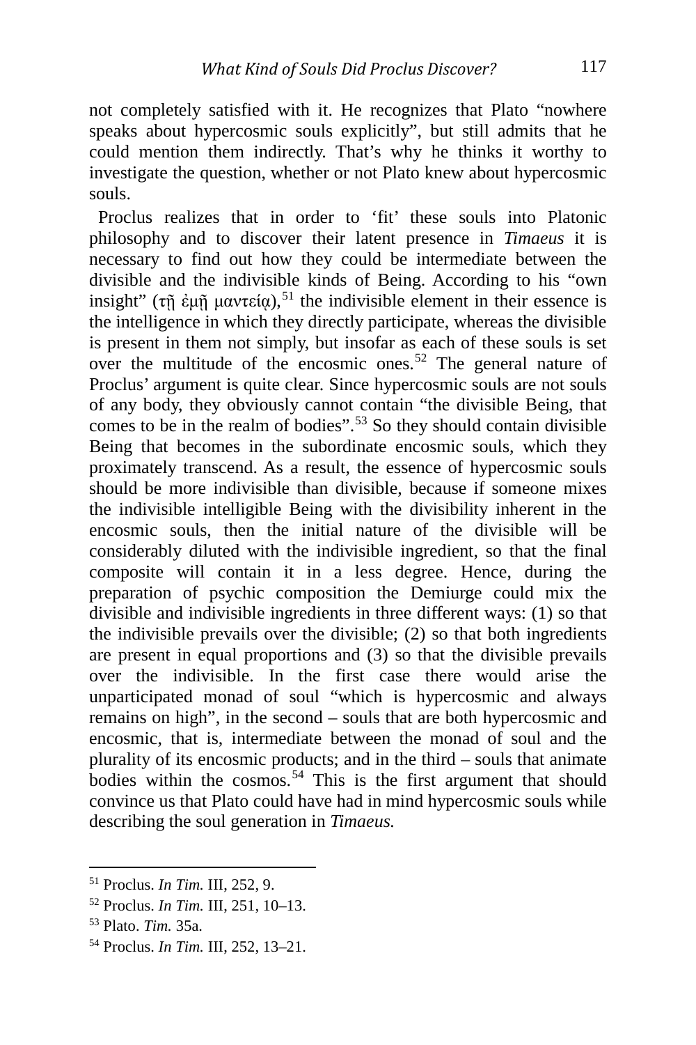not completely satisfied with it. He recognizes that Plato "nowhere speaks about hypercosmic souls explicitly", but still admits that he could mention them indirectly. That's why he thinks it worthy to investigate the question, whether or not Plato knew about hypercosmic souls.

Proclus realizes that in order to 'fit' these souls into Platonic philosophy and to discover their latent presence in *Timaeus* it is necessary to find out how they could be intermediate between the divisible and the indivisible kinds of Being. According to his "own insight" (τῇ ἐμῇ μαντείᾳ),[51] the indivisible element in their essence is the intelligence in which they directly participate, whereas the divisible is present in them not simply, but insofar as each of these souls is set over the multitude of the encosmic ones.[52] The general nature of Proclus' argument is quite clear. Since hypercosmic souls are not souls of any body, they obviously cannot contain "the divisible Being, that comes to be in the realm of bodies".[53] So they should contain divisible Being that becomes in the subordinate encosmic souls, which they proximately transcend. As a result, the essence of hypercosmic souls should be more indivisible than divisible, because if someone mixes the indivisible intelligible Being with the divisibility inherent in the encosmic souls, then the initial nature of the divisible will be considerably diluted with the indivisible ingredient, so that the final composite will contain it in a less degree. Hence, during the preparation of psychic composition the Demiurge could mix the divisible and indivisible ingredients in three different ways: (1) so that the indivisible prevails over the divisible; (2) so that both ingredients are present in equal proportions and (3) so that the divisible prevails over the indivisible. In the first case there would arise the unparticipated monad of soul "which is hypercosmic and always remains on high", in the second – souls that are both hypercosmic and encosmic, that is, intermediate between the monad of soul and the plurality of its encosmic products; and in the third – souls that animate bodies within the cosmos.[54] This is the first argument that should convince us that Plato could have had in mind hypercosmic souls while describing the soul generation in *Timaeus.*

---

[51] Proclus. *In Tim.* III, 252, 9.

[52] Proclus. *In Tim.* III, 251, 10–13.

[53] Plato. *Tim.* 35a.

[54] Proclus. *In Tim.* III, 252, 13–21.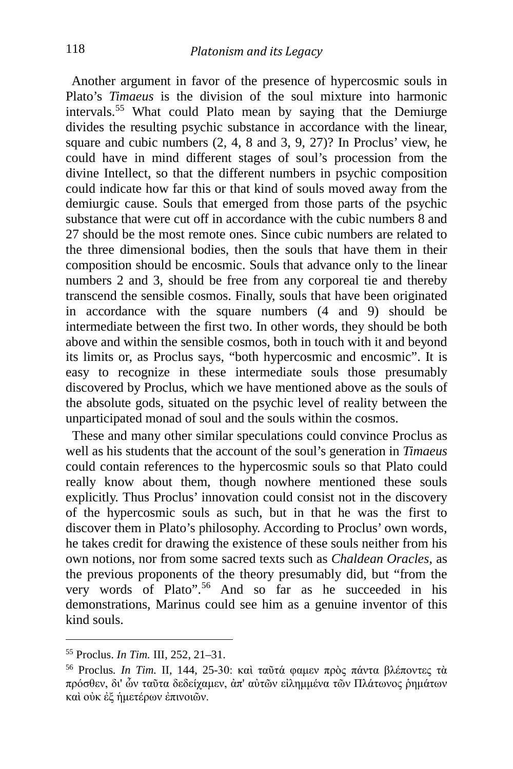Another argument in favor of the presence of hypercosmic souls in Plato's *Timaeus* is the division of the soul mixture into harmonic intervals.[55] What could Plato mean by saying that the Demiurge divides the resulting psychic substance in accordance with the linear, square and cubic numbers (2, 4, 8 and 3, 9, 27)? In Proclus' view, he could have in mind different stages of soul's procession from the divine Intellect, so that the different numbers in psychic composition could indicate how far this or that kind of souls moved away from the demiurgic cause. Souls that emerged from those parts of the psychic substance that were cut off in accordance with the cubic numbers 8 and 27 should be the most remote ones. Since cubic numbers are related to the three dimensional bodies, then the souls that have them in their composition should be encosmic. Souls that advance only to the linear numbers 2 and 3, should be free from any corporeal tie and thereby transcend the sensible cosmos. Finally, souls that have been originated in accordance with the square numbers (4 and 9) should be intermediate between the first two. In other words, they should be both above and within the sensible cosmos, both in touch with it and beyond its limits or, as Proclus says, "both hypercosmic and encosmic". It is easy to recognize in these intermediate souls those presumably discovered by Proclus, which we have mentioned above as the souls of the absolute gods, situated on the psychic level of reality between the unparticipated monad of soul and the souls within the cosmos.

These and many other similar speculations could convince Proclus as well as his students that the account of the soul's generation in *Timaeus* could contain references to the hypercosmic souls so that Plato could really know about them, though nowhere mentioned these souls explicitly. Thus Proclus' innovation could consist not in the discovery of the hypercosmic souls as such, but in that he was the first to discover them in Plato's philosophy. According to Proclus' own words, he takes credit for drawing the existence of these souls neither from his own notions, nor from some sacred texts such as *Chaldean Oracles*, as the previous proponents of the theory presumably did, but "from the very words of Plato".[56] And so far as he succeeded in his demonstrations, Marinus could see him as a genuine inventor of this kind souls.

---

[55] Proclus. *In Tim.* III, 252, 21–31.

[56] Proclus. *In Tim.* II, 144, 25-30: καὶ ταῦτά φαμεν πρὸς πάντα βλέποντες τὰ πρόσθεν, δι' ὧν ταῦτα δεδείχαμεν, ἀπ' αὐτῶν εἰλημμένα τῶν Πλάτωνος ῥημάτων καὶ οὐκ ἐξ ἡμετέρων ἐπινοιῶν.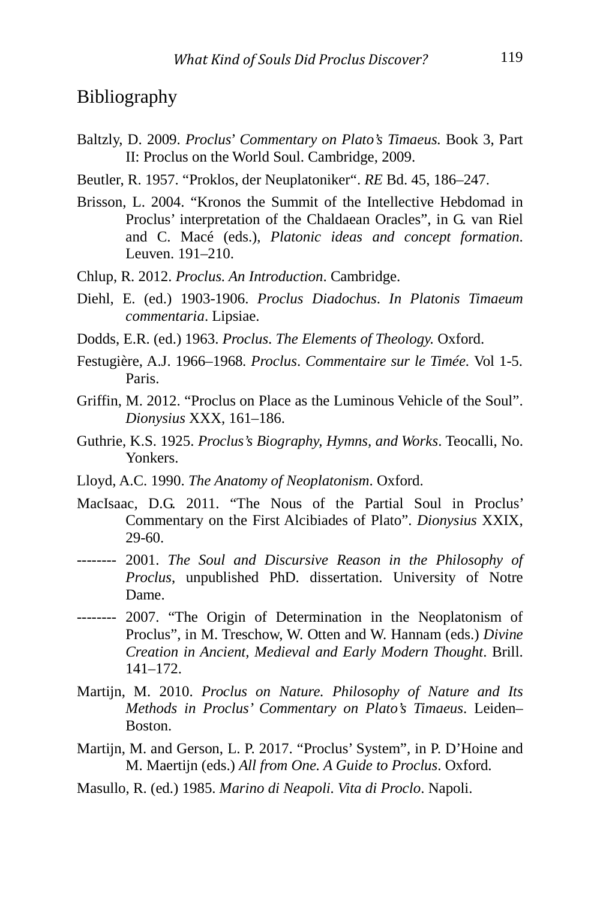## Bibliography

Baltzly, D. 2009. *Proclus' Commentary on Plato's Timaeus*. Book 3, Part II: Proclus on the World Soul. Cambridge, 2009.

Beutler, R. 1957. "Proklos, der Neuplatoniker". *RE* Bd. 45, 186–247.

Brisson, L. 2004. "Kronos the Summit of the Intellective Hebdomad in Proclus' interpretation of the Chaldaean Oracles", in G. van Riel and C. Macé (eds.), *Platonic ideas and concept formation*. Leuven. 191–210.

Chlup, R. 2012. *Proclus. An Introduction*. Cambridge.

Diehl, E. (ed.) 1903-1906. *Proclus Diadochus*. *In Platonis Timaeum commentaria*. Lipsiae.

Dodds, E.R. (ed.) 1963. *Proclus*. *The Elements of Theology.* Oxford.

Festugière, A.J. 1966–1968. *Proclus*. *Commentaire sur le Timée.* Vol 1-5. Paris.

Griffin, M. 2012. "Proclus on Place as the Luminous Vehicle of the Soul". *Dionysius* XXX, 161–186.

Guthrie, K.S. 1925. *Proclus's Biography, Hymns, and Works*. Teocalli, No. Yonkers.

Lloyd, A.C. 1990. *The Anatomy of Neoplatonism*. Oxford.

MacIsaac, D.G. 2011. "The Nous of the Partial Soul in Proclus' Commentary on the First Alcibiades of Plato". *Dionysius* XXIX, 29-60.

-------- 2001. *The Soul and Discursive Reason in the Philosophy of Proclus*, unpublished PhD. dissertation. University of Notre Dame.

-------- 2007. "The Origin of Determination in the Neoplatonism of Proclus", in M. Treschow, W. Otten and W. Hannam (eds.) *Divine Creation in Ancient, Medieval and Early Modern Thought*. Brill. 141–172.

Martijn, M. 2010. *Proclus on Nature. Philosophy of Nature and Its Methods in Proclus' Commentary on Plato's Timaeus*. Leiden–Boston.

Martijn, M. and Gerson, L. P. 2017. "Proclus' System", in P. D'Hoine and M. Maertijn (eds.) *All from One. A Guide to Proclus*. Oxford.

Masullo, R. (ed.) 1985. *Marino di Neapoli. Vita di Proclo*. Napoli.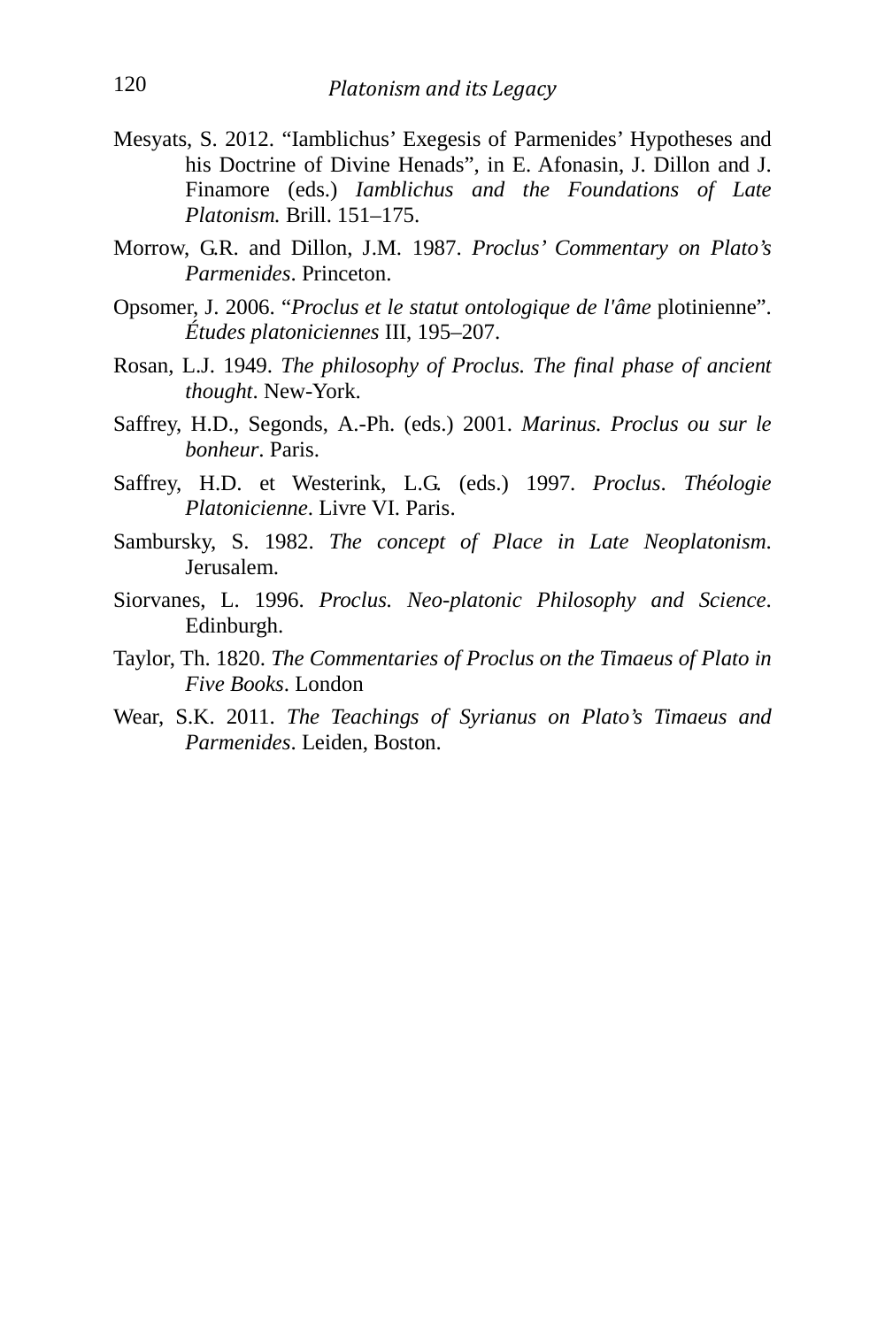Mesyats, S. 2012. “Iamblichus’ Exegesis of Parmenides’ Hypotheses and his Doctrine of Divine Henads”, in E. Afonasin, J. Dillon and J. Finamore (eds.) *Iamblichus and the Foundations of Late Platonism.* Brill. 151–175.

Morrow, G.R. and Dillon, J.M. 1987. *Proclus’ Commentary on Plato’s Parmenides*. Princeton.

Opsomer, J. 2006. “*Proclus et le statut ontologique de l'âme* plotinienne”. *Études platoniciennes* III, 195–207.

Rosan, L.J. 1949. *The philosophy of Proclus. The final phase of ancient thought*. New-York.

Saffrey, H.D., Segonds, A.-Ph. (eds.) 2001. *Marinus. Proclus ou sur le bonheur*. Paris.

Saffrey, H.D. et Westerink, L.G. (eds.) 1997. *Proclus*. *Théologie Platonicienne*. Livre VI. Paris.

Sambursky, S. 1982. *The concept of Place in Late Neoplatonism*. Jerusalem.

Siorvanes, L. 1996. *Proclus. Neo-platonic Philosophy and Science*. Edinburgh.

Taylor, Th. 1820. *The Commentaries of Proclus on the Timaeus of Plato in Five Books*. London

Wear, S.K. 2011. *The Teachings of Syrianus on Plato’s Timaeus and Parmenides*. Leiden, Boston.